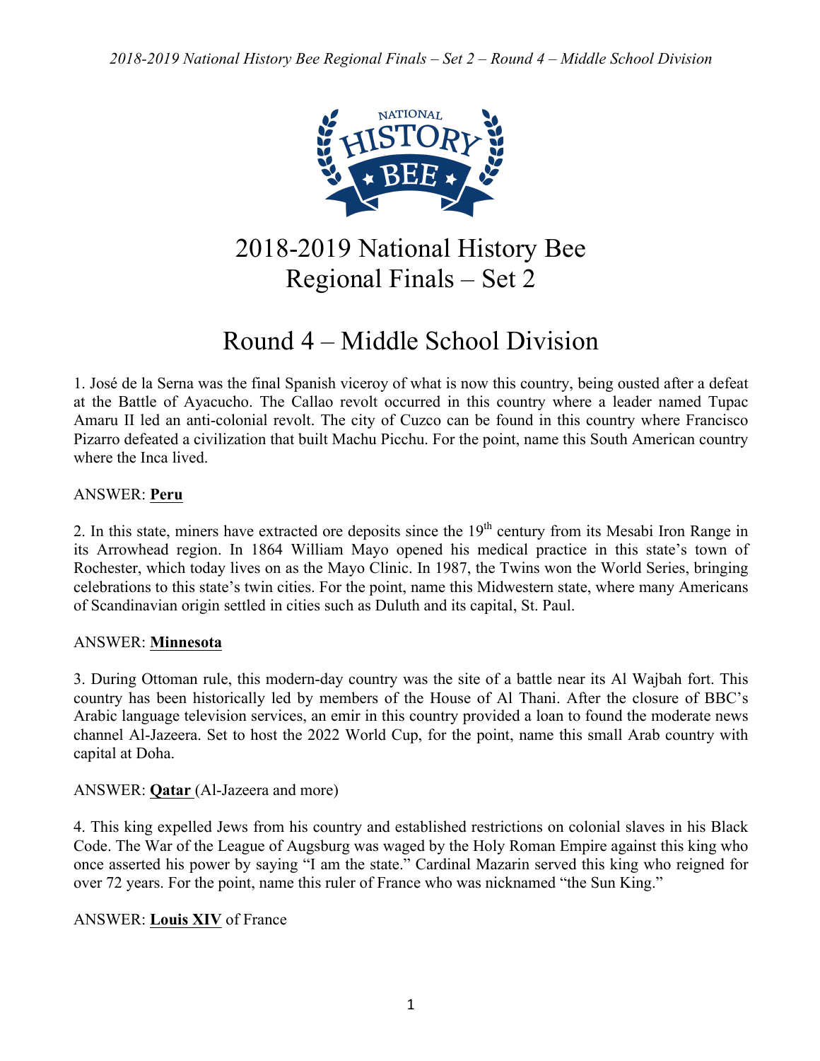# 2018-2019 National History Bee
# Regional Finals – Set 2

## Round 4 – Middle School Division

1. José de la Serna was the final Spanish viceroy of what is now this country, being ousted after a defeat at the Battle of Ayacucho. The Callao revolt occurred in this country where a leader named Tupac Amaru II led an anti-colonial revolt. The city of Cuzco can be found in this country where Francisco Pizarro defeated a civilization that built Machu Picchu. For the point, name this South American country where the Inca lived.

ANSWER: **Peru**

2. In this state, miners have extracted ore deposits since the 19th century from its Mesabi Iron Range in its Arrowhead region. In 1864 William Mayo opened his medical practice in this state's town of Rochester, which today lives on as the Mayo Clinic. In 1987, the Twins won the World Series, bringing celebrations to this state's twin cities. For the point, name this Midwestern state, where many Americans of Scandinavian origin settled in cities such as Duluth and its capital, St. Paul.

ANSWER: **Minnesota**

3. During Ottoman rule, this modern-day country was the site of a battle near its Al Wajbah fort. This country has been historically led by members of the House of Al Thani. After the closure of BBC's Arabic language television services, an emir in this country provided a loan to found the moderate news channel Al-Jazeera. Set to host the 2022 World Cup, for the point, name this small Arab country with capital at Doha.

ANSWER: **Qatar** (Al-Jazeera and more)

4. This king expelled Jews from his country and established restrictions on colonial slaves in his Black Code. The War of the League of Augsburg was waged by the Holy Roman Empire against this king who once asserted his power by saying "I am the state." Cardinal Mazarin served this king who reigned for over 72 years. For the point, name this ruler of France who was nicknamed "the Sun King."

ANSWER: **Louis XIV** of France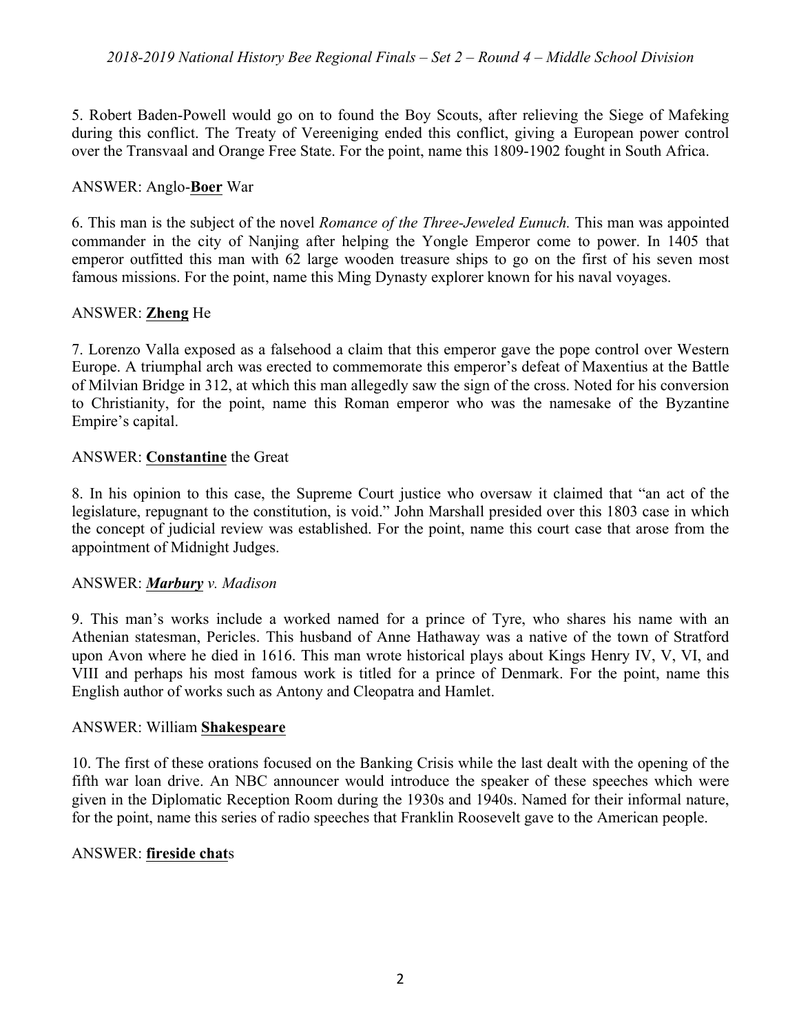5. Robert Baden-Powell would go on to found the Boy Scouts, after relieving the Siege of Mafeking during this conflict. The Treaty of Vereeniging ended this conflict, giving a European power control over the Transvaal and Orange Free State. For the point, name this 1809-1902 fought in South Africa.

ANSWER: Anglo-**Boer** War

6. This man is the subject of the novel *Romance of the Three-Jeweled Eunuch.* This man was appointed commander in the city of Nanjing after helping the Yongle Emperor come to power. In 1405 that emperor outfitted this man with 62 large wooden treasure ships to go on the first of his seven most famous missions. For the point, name this Ming Dynasty explorer known for his naval voyages.

ANSWER: **Zheng** He

7. Lorenzo Valla exposed as a falsehood a claim that this emperor gave the pope control over Western Europe. A triumphal arch was erected to commemorate this emperor's defeat of Maxentius at the Battle of Milvian Bridge in 312, at which this man allegedly saw the sign of the cross. Noted for his conversion to Christianity, for the point, name this Roman emperor who was the namesake of the Byzantine Empire's capital.

ANSWER: **Constantine** the Great

8. In his opinion to this case, the Supreme Court justice who oversaw it claimed that "an act of the legislature, repugnant to the constitution, is void." John Marshall presided over this 1803 case in which the concept of judicial review was established. For the point, name this court case that arose from the appointment of Midnight Judges.

ANSWER: ***Marbury*** *v. Madison*

9. This man's works include a worked named for a prince of Tyre, who shares his name with an Athenian statesman, Pericles. This husband of Anne Hathaway was a native of the town of Stratford upon Avon where he died in 1616. This man wrote historical plays about Kings Henry IV, V, VI, and VIII and perhaps his most famous work is titled for a prince of Denmark. For the point, name this English author of works such as Antony and Cleopatra and Hamlet.

ANSWER: William **Shakespeare**

10. The first of these orations focused on the Banking Crisis while the last dealt with the opening of the fifth war loan drive. An NBC announcer would introduce the speaker of these speeches which were given in the Diplomatic Reception Room during the 1930s and 1940s. Named for their informal nature, for the point, name this series of radio speeches that Franklin Roosevelt gave to the American people.

ANSWER: **fireside chat**s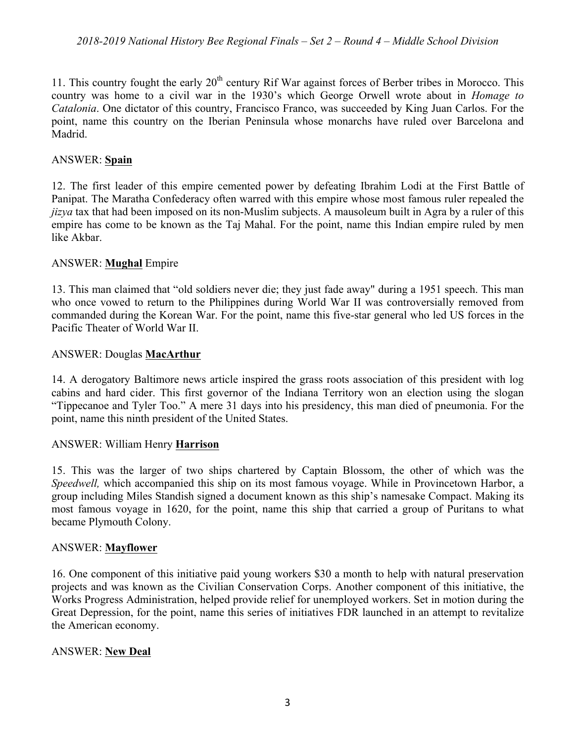11. This country fought the early 20th century Rif War against forces of Berber tribes in Morocco. This country was home to a civil war in the 1930's which George Orwell wrote about in *Homage to Catalonia*. One dictator of this country, Francisco Franco, was succeeded by King Juan Carlos. For the point, name this country on the Iberian Peninsula whose monarchs have ruled over Barcelona and Madrid.

ANSWER: **Spain**

12. The first leader of this empire cemented power by defeating Ibrahim Lodi at the First Battle of Panipat. The Maratha Confederacy often warred with this empire whose most famous ruler repealed the *jizya* tax that had been imposed on its non-Muslim subjects. A mausoleum built in Agra by a ruler of this empire has come to be known as the Taj Mahal. For the point, name this Indian empire ruled by men like Akbar.

ANSWER: **Mughal** Empire

13. This man claimed that "old soldiers never die; they just fade away" during a 1951 speech. This man who once vowed to return to the Philippines during World War II was controversially removed from commanded during the Korean War. For the point, name this five-star general who led US forces in the Pacific Theater of World War II.

ANSWER: Douglas **MacArthur**

14. A derogatory Baltimore news article inspired the grass roots association of this president with log cabins and hard cider. This first governor of the Indiana Territory won an election using the slogan "Tippecanoe and Tyler Too." A mere 31 days into his presidency, this man died of pneumonia. For the point, name this ninth president of the United States.

ANSWER: William Henry **Harrison**

15. This was the larger of two ships chartered by Captain Blossom, the other of which was the *Speedwell,* which accompanied this ship on its most famous voyage. While in Provincetown Harbor, a group including Miles Standish signed a document known as this ship's namesake Compact. Making its most famous voyage in 1620, for the point, name this ship that carried a group of Puritans to what became Plymouth Colony.

ANSWER: **Mayflower**

16. One component of this initiative paid young workers $30 a month to help with natural preservation projects and was known as the Civilian Conservation Corps. Another component of this initiative, the Works Progress Administration, helped provide relief for unemployed workers. Set in motion during the Great Depression, for the point, name this series of initiatives FDR launched in an attempt to revitalize the American economy.

ANSWER: **New Deal**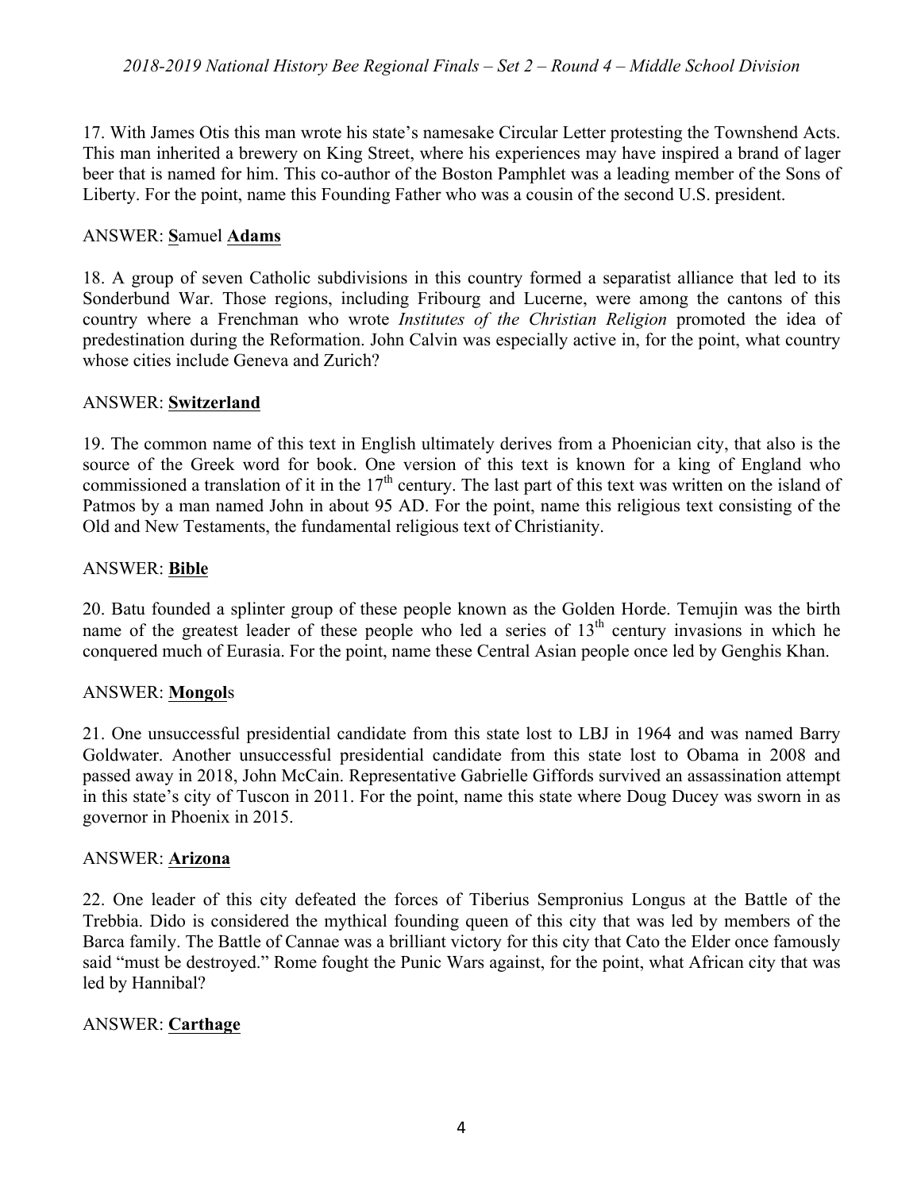17. With James Otis this man wrote his state's namesake Circular Letter protesting the Townshend Acts. This man inherited a brewery on King Street, where his experiences may have inspired a brand of lager beer that is named for him. This co-author of the Boston Pamphlet was a leading member of the Sons of Liberty. For the point, name this Founding Father who was a cousin of the second U.S. president.

ANSWER: **S**amuel **Adams**

18. A group of seven Catholic subdivisions in this country formed a separatist alliance that led to its Sonderbund War. Those regions, including Fribourg and Lucerne, were among the cantons of this country where a Frenchman who wrote *Institutes of the Christian Religion* promoted the idea of predestination during the Reformation. John Calvin was especially active in, for the point, what country whose cities include Geneva and Zurich?

ANSWER: **Switzerland**

19. The common name of this text in English ultimately derives from a Phoenician city, that also is the source of the Greek word for book. One version of this text is known for a king of England who commissioned a translation of it in the 17th century. The last part of this text was written on the island of Patmos by a man named John in about 95 AD. For the point, name this religious text consisting of the Old and New Testaments, the fundamental religious text of Christianity.

ANSWER: **Bible**

20. Batu founded a splinter group of these people known as the Golden Horde. Temujin was the birth name of the greatest leader of these people who led a series of 13th century invasions in which he conquered much of Eurasia. For the point, name these Central Asian people once led by Genghis Khan.

ANSWER: **Mongol**s

21. One unsuccessful presidential candidate from this state lost to LBJ in 1964 and was named Barry Goldwater. Another unsuccessful presidential candidate from this state lost to Obama in 2008 and passed away in 2018, John McCain. Representative Gabrielle Giffords survived an assassination attempt in this state's city of Tuscon in 2011. For the point, name this state where Doug Ducey was sworn in as governor in Phoenix in 2015.

ANSWER: **Arizona**

22. One leader of this city defeated the forces of Tiberius Sempronius Longus at the Battle of the Trebbia. Dido is considered the mythical founding queen of this city that was led by members of the Barca family. The Battle of Cannae was a brilliant victory for this city that Cato the Elder once famously said "must be destroyed." Rome fought the Punic Wars against, for the point, what African city that was led by Hannibal?

ANSWER: **Carthage**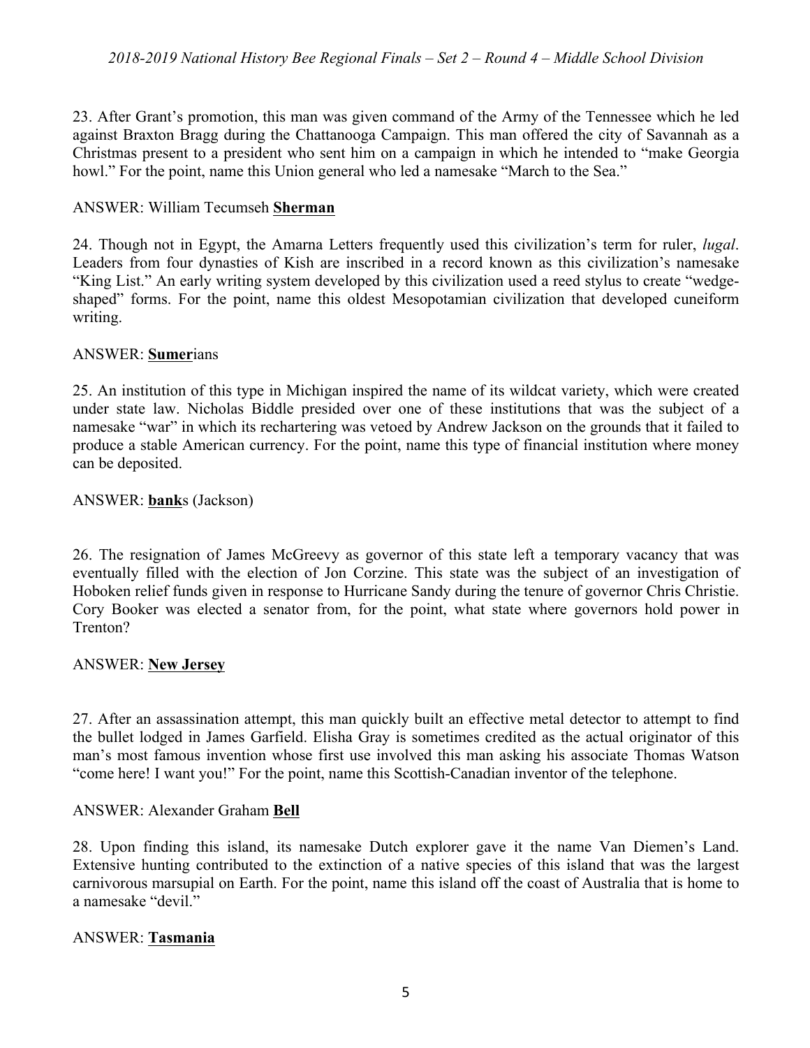23. After Grant's promotion, this man was given command of the Army of the Tennessee which he led against Braxton Bragg during the Chattanooga Campaign. This man offered the city of Savannah as a Christmas present to a president who sent him on a campaign in which he intended to "make Georgia howl." For the point, name this Union general who led a namesake "March to the Sea."

ANSWER: William Tecumseh **Sherman**

24. Though not in Egypt, the Amarna Letters frequently used this civilization's term for ruler, *lugal*. Leaders from four dynasties of Kish are inscribed in a record known as this civilization's namesake "King List." An early writing system developed by this civilization used a reed stylus to create "wedge-shaped" forms. For the point, name this oldest Mesopotamian civilization that developed cuneiform writing.

ANSWER: **Sumer**ians

25. An institution of this type in Michigan inspired the name of its wildcat variety, which were created under state law. Nicholas Biddle presided over one of these institutions that was the subject of a namesake "war" in which its rechartering was vetoed by Andrew Jackson on the grounds that it failed to produce a stable American currency. For the point, name this type of financial institution where money can be deposited.

ANSWER: **bank**s (Jackson)

26. The resignation of James McGreevy as governor of this state left a temporary vacancy that was eventually filled with the election of Jon Corzine. This state was the subject of an investigation of Hoboken relief funds given in response to Hurricane Sandy during the tenure of governor Chris Christie. Cory Booker was elected a senator from, for the point, what state where governors hold power in Trenton?

ANSWER: **New Jersey**

27. After an assassination attempt, this man quickly built an effective metal detector to attempt to find the bullet lodged in James Garfield. Elisha Gray is sometimes credited as the actual originator of this man's most famous invention whose first use involved this man asking his associate Thomas Watson "come here! I want you!" For the point, name this Scottish-Canadian inventor of the telephone.

ANSWER: Alexander Graham **Bell**

28. Upon finding this island, its namesake Dutch explorer gave it the name Van Diemen's Land. Extensive hunting contributed to the extinction of a native species of this island that was the largest carnivorous marsupial on Earth. For the point, name this island off the coast of Australia that is home to a namesake "devil."

ANSWER: **Tasmania**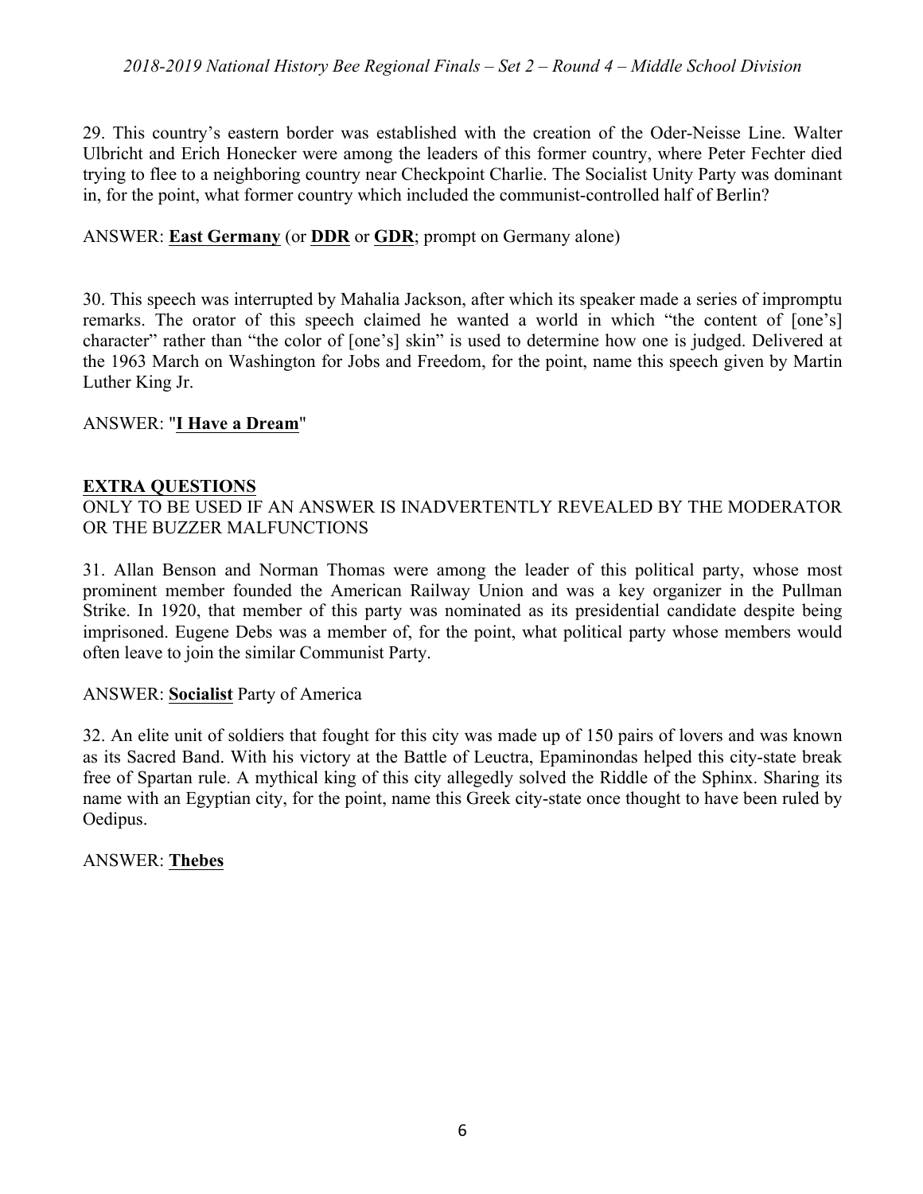29. This country's eastern border was established with the creation of the Oder-Neisse Line. Walter Ulbricht and Erich Honecker were among the leaders of this former country, where Peter Fechter died trying to flee to a neighboring country near Checkpoint Charlie. The Socialist Unity Party was dominant in, for the point, what former country which included the communist-controlled half of Berlin?

ANSWER: **East Germany** (or **DDR** or **GDR**; prompt on Germany alone)

30. This speech was interrupted by Mahalia Jackson, after which its speaker made a series of impromptu remarks. The orator of this speech claimed he wanted a world in which "the content of [one's] character" rather than "the color of [one's] skin" is used to determine how one is judged. Delivered at the 1963 March on Washington for Jobs and Freedom, for the point, name this speech given by Martin Luther King Jr.

ANSWER: "**I Have a Dream**"

**EXTRA QUESTIONS**

ONLY TO BE USED IF AN ANSWER IS INADVERTENTLY REVEALED BY THE MODERATOR OR THE BUZZER MALFUNCTIONS

31. Allan Benson and Norman Thomas were among the leader of this political party, whose most prominent member founded the American Railway Union and was a key organizer in the Pullman Strike. In 1920, that member of this party was nominated as its presidential candidate despite being imprisoned. Eugene Debs was a member of, for the point, what political party whose members would often leave to join the similar Communist Party.

ANSWER: **Socialist** Party of America

32. An elite unit of soldiers that fought for this city was made up of 150 pairs of lovers and was known as its Sacred Band. With his victory at the Battle of Leuctra, Epaminondas helped this city-state break free of Spartan rule. A mythical king of this city allegedly solved the Riddle of the Sphinx. Sharing its name with an Egyptian city, for the point, name this Greek city-state once thought to have been ruled by Oedipus.

ANSWER: **Thebes**